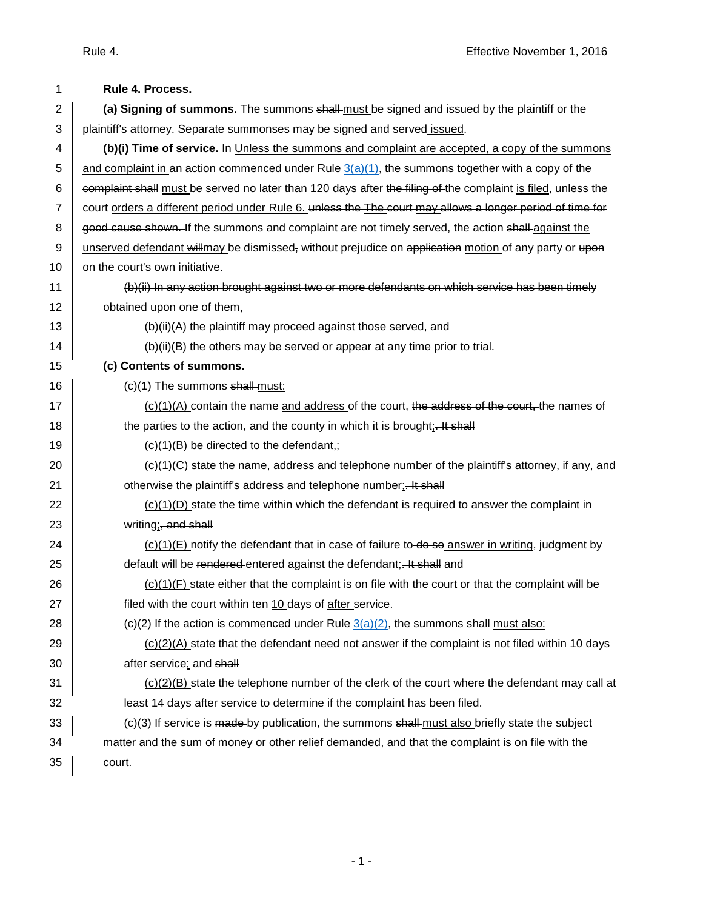**Rule 4. Process.**

**(a) Signing of summons.** The summons ~~shall~~ must be signed and issued by the plaintiff or the plaintiff's attorney. Separate summonses may be signed and ~~served~~ issued.

**(b)~~(i)~~ Time of service.** ~~In~~ Unless the summons and complaint are accepted, a copy of the summons and complaint in an action commenced under Rule 3(a)(1)~~, the summons together with a copy of the complaint shall~~ must be served no later than 120 days after ~~the filing of~~ the complaint is filed, unless the court orders a different period under Rule 6. ~~unless the The court may allows a longer period of time for good cause shown.~~ If the summons and complaint are not timely served, the action ~~shall~~ against the unserved defendant ~~will~~may be dismissed~~,~~ without prejudice on ~~application~~ motion of any party or ~~upon~~ on the court's own initiative.

~~(b)(ii) In any action brought against two or more defendants on which service has been timely obtained upon one of them,~~

~~(b)(ii)(A) the plaintiff may proceed against those served, and~~

~~(b)(ii)(B) the others may be served or appear at any time prior to trial.~~

**(c) Contents of summons.**

(c)(1) The summons ~~shall~~ must:

(c)(1)(A) contain the name and address of the court, ~~the address of the court,~~ the names of the parties to the action, and the county in which it is brought;~~. It shall~~

(c)(1)(B) be directed to the defendant~~,~~;

(c)(1)(C) state the name, address and telephone number of the plaintiff's attorney, if any, and otherwise the plaintiff's address and telephone number;~~. It shall~~

(c)(1)(D) state the time within which the defendant is required to answer the complaint in writing;~~, and shall~~

(c)(1)(E) notify the defendant that in case of failure to ~~do so~~ answer in writing, judgment by default will be ~~rendered~~ entered against the defendant;~~. It shall~~ and

(c)(1)(F) state either that the complaint is on file with the court or that the complaint will be filed with the court within ~~ten~~ 10 days ~~of~~ after service.

(c)(2) If the action is commenced under Rule 3(a)(2), the summons ~~shall~~ must also:

(c)(2)(A) state that the defendant need not answer if the complaint is not filed within 10 days after service; and ~~shall~~

(c)(2)(B) state the telephone number of the clerk of the court where the defendant may call at least 14 days after service to determine if the complaint has been filed.

(c)(3) If service is ~~made~~ by publication, the summons ~~shall~~ must also briefly state the subject matter and the sum of money or other relief demanded, and that the complaint is on file with the court.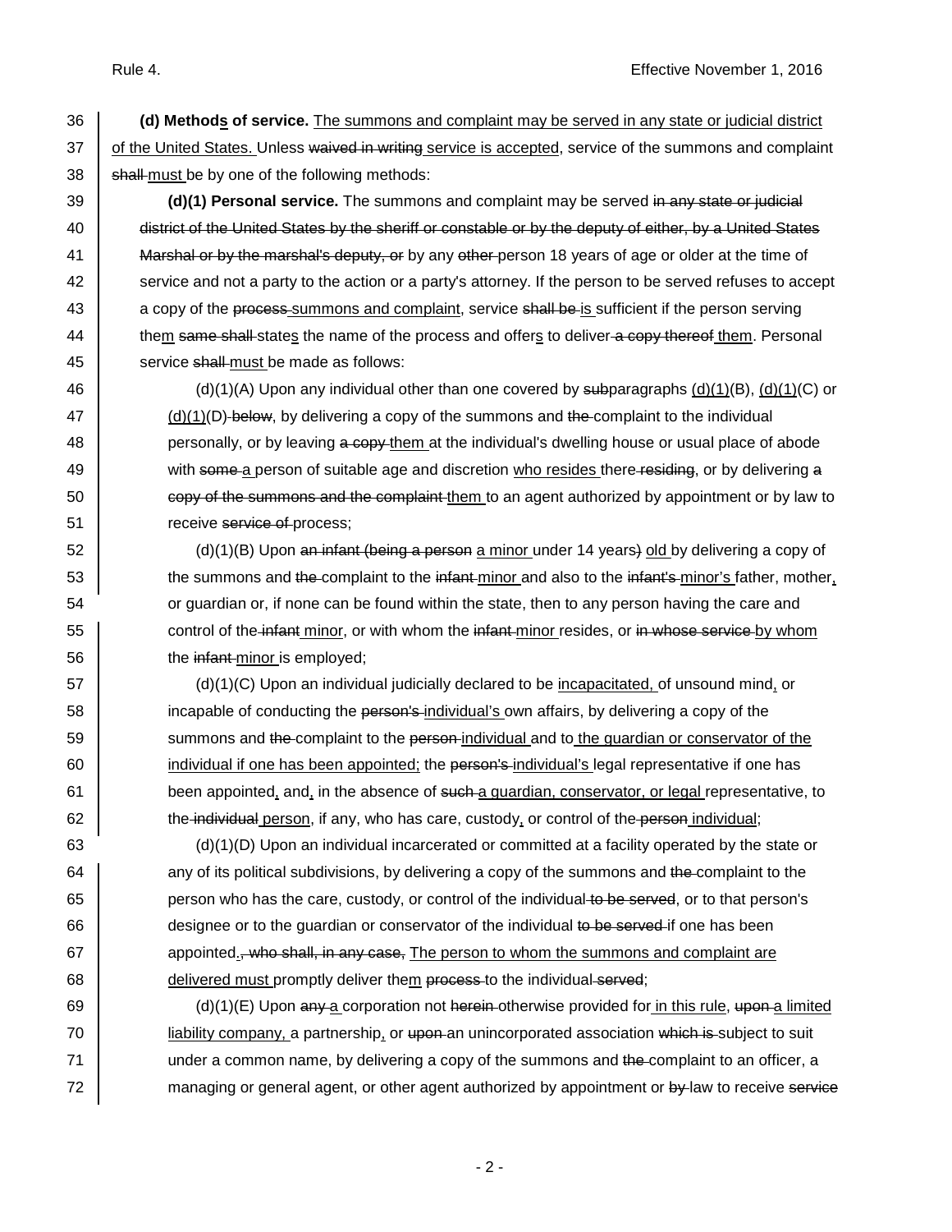**(d) Methods of service.** The summons and complaint may be served in any state or judicial district of the United States. Unless waived in writing service is accepted, service of the summons and complaint shall must be by one of the following methods:

**(d)(1) Personal service.** The summons and complaint may be served in any state or judicial district of the United States by the sheriff or constable or by the deputy of either, by a United States Marshal or by the marshal's deputy, or by any other person 18 years of age or older at the time of service and not a party to the action or a party's attorney. If the person to be served refuses to accept a copy of the process summons and complaint, service shall be is sufficient if the person serving them same shall states the name of the process and offers to deliver a copy thereof them. Personal service shall must be made as follows:

(d)(1)(A) Upon any individual other than one covered by subparagraphs (d)(1)(B), (d)(1)(C) or (d)(1)(D) below, by delivering a copy of the summons and the complaint to the individual personally, or by leaving a copy them at the individual's dwelling house or usual place of abode with some a person of suitable age and discretion who resides there residing, or by delivering a copy of the summons and the complaint them to an agent authorized by appointment or by law to receive service of process;

(d)(1)(B) Upon an infant (being a person a minor under 14 years) old by delivering a copy of the summons and the complaint to the infant minor and also to the infant's minor's father, mother, or guardian or, if none can be found within the state, then to any person having the care and control of the infant minor, or with whom the infant minor resides, or in whose service by whom the infant minor is employed;

(d)(1)(C) Upon an individual judicially declared to be incapacitated, of unsound mind, or incapable of conducting the person's individual's own affairs, by delivering a copy of the summons and the complaint to the person individual and to the guardian or conservator of the individual if one has been appointed; the person's individual's legal representative if one has been appointed, and, in the absence of such a guardian, conservator, or legal representative, to the individual person, if any, who has care, custody, or control of the person individual;

(d)(1)(D) Upon an individual incarcerated or committed at a facility operated by the state or any of its political subdivisions, by delivering a copy of the summons and the complaint to the person who has the care, custody, or control of the individual to be served, or to that person's designee or to the guardian or conservator of the individual to be served if one has been appointed., who shall, in any case, The person to whom the summons and complaint are delivered must promptly deliver them process to the individual served;

(d)(1)(E) Upon any a corporation not herein otherwise provided for in this rule, upon a limited liability company, a partnership, or upon an unincorporated association which is subject to suit under a common name, by delivering a copy of the summons and the complaint to an officer, a managing or general agent, or other agent authorized by appointment or by law to receive service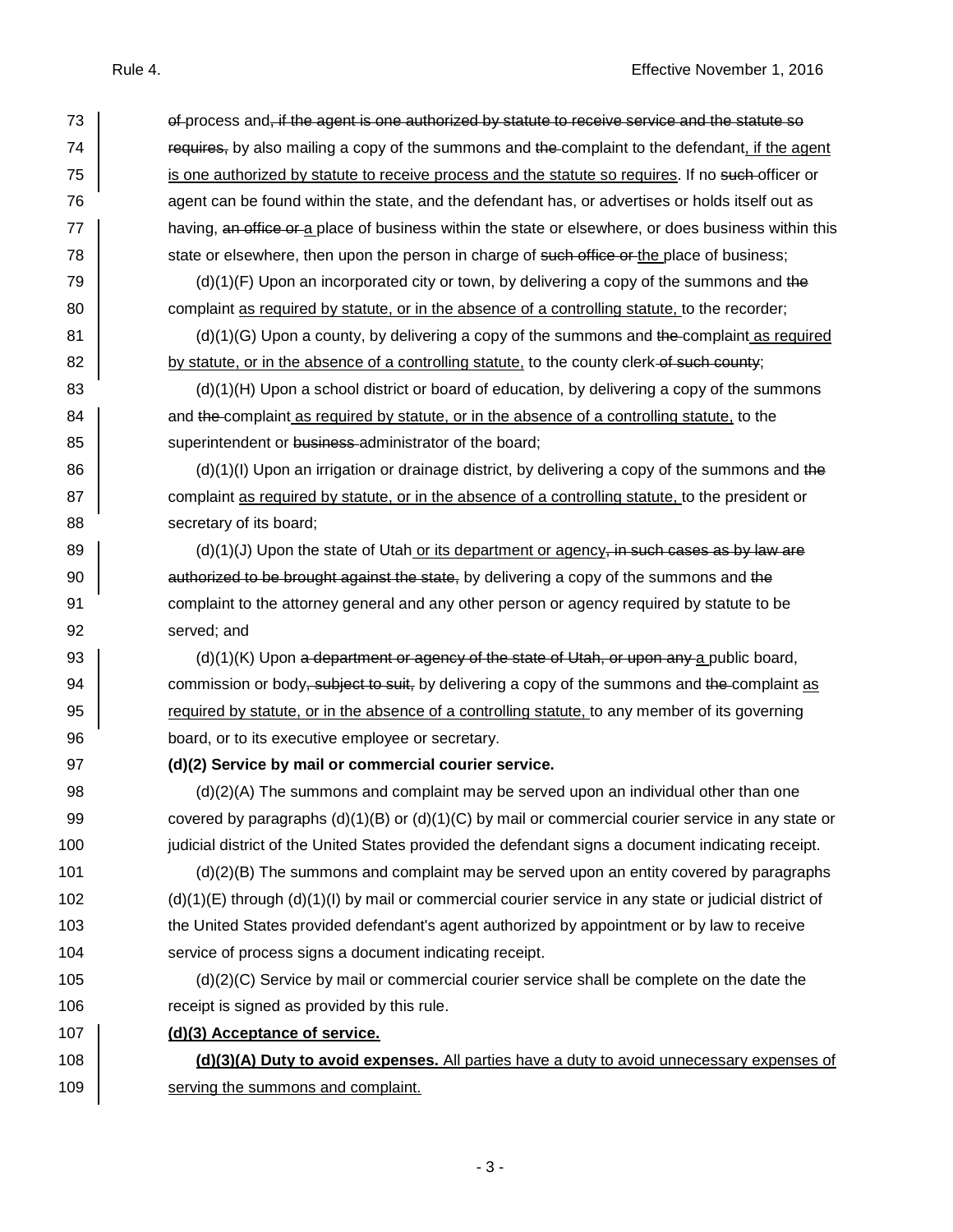~~of~~ process and~~, if the agent is one authorized by statute to receive service and the statute so requires,~~ by also mailing a copy of the summons and ~~the~~ complaint to the defendant<u>, if the agent is one authorized by statute to receive process and the statute so requires</u>. If no ~~such~~ officer or agent can be found within the state, and the defendant has, or advertises or holds itself out as having, ~~an office or~~ <u>a</u> place of business within the state or elsewhere, or does business within this state or elsewhere, then upon the person in charge of ~~such office or~~ <u>the</u> place of business;

(d)(1)(F) Upon an incorporated city or town, by delivering a copy of the summons and ~~the~~ complaint <u>as required by statute, or in the absence of a controlling statute,</u> to the recorder;

(d)(1)(G) Upon a county, by delivering a copy of the summons and ~~the~~ complaint <u>as required by statute, or in the absence of a controlling statute,</u> to the county clerk ~~of such county~~;

(d)(1)(H) Upon a school district or board of education, by delivering a copy of the summons and ~~the~~ complaint <u>as required by statute, or in the absence of a controlling statute,</u> to the superintendent or ~~business~~ administrator of the board;

(d)(1)(I) Upon an irrigation or drainage district, by delivering a copy of the summons and ~~the~~ complaint <u>as required by statute, or in the absence of a controlling statute,</u> to the president or secretary of its board;

(d)(1)(J) Upon the state of Utah <u>or its department or agency</u>~~, in such cases as by law are authorized to be brought against the state,~~ by delivering a copy of the summons and ~~the~~ complaint to the attorney general and any other person or agency required by statute to be served; and

(d)(1)(K) Upon ~~a department or agency of the state of Utah, or upon any~~ <u>a</u> public board, commission or body~~, subject to suit,~~ by delivering a copy of the summons and ~~the~~ complaint <u>as required by statute, or in the absence of a controlling statute,</u> to any member of its governing board, or to its executive employee or secretary.

**(d)(2) Service by mail or commercial courier service.**

(d)(2)(A) The summons and complaint may be served upon an individual other than one covered by paragraphs (d)(1)(B) or (d)(1)(C) by mail or commercial courier service in any state or judicial district of the United States provided the defendant signs a document indicating receipt.

(d)(2)(B) The summons and complaint may be served upon an entity covered by paragraphs (d)(1)(E) through (d)(1)(I) by mail or commercial courier service in any state or judicial district of the United States provided defendant's agent authorized by appointment or by law to receive service of process signs a document indicating receipt.

(d)(2)(C) Service by mail or commercial courier service shall be complete on the date the receipt is signed as provided by this rule.

<u>**(d)(3) Acceptance of service.**</u>

<u>**(d)(3)(A) Duty to avoid expenses.** All parties have a duty to avoid unnecessary expenses of serving the summons and complaint.</u>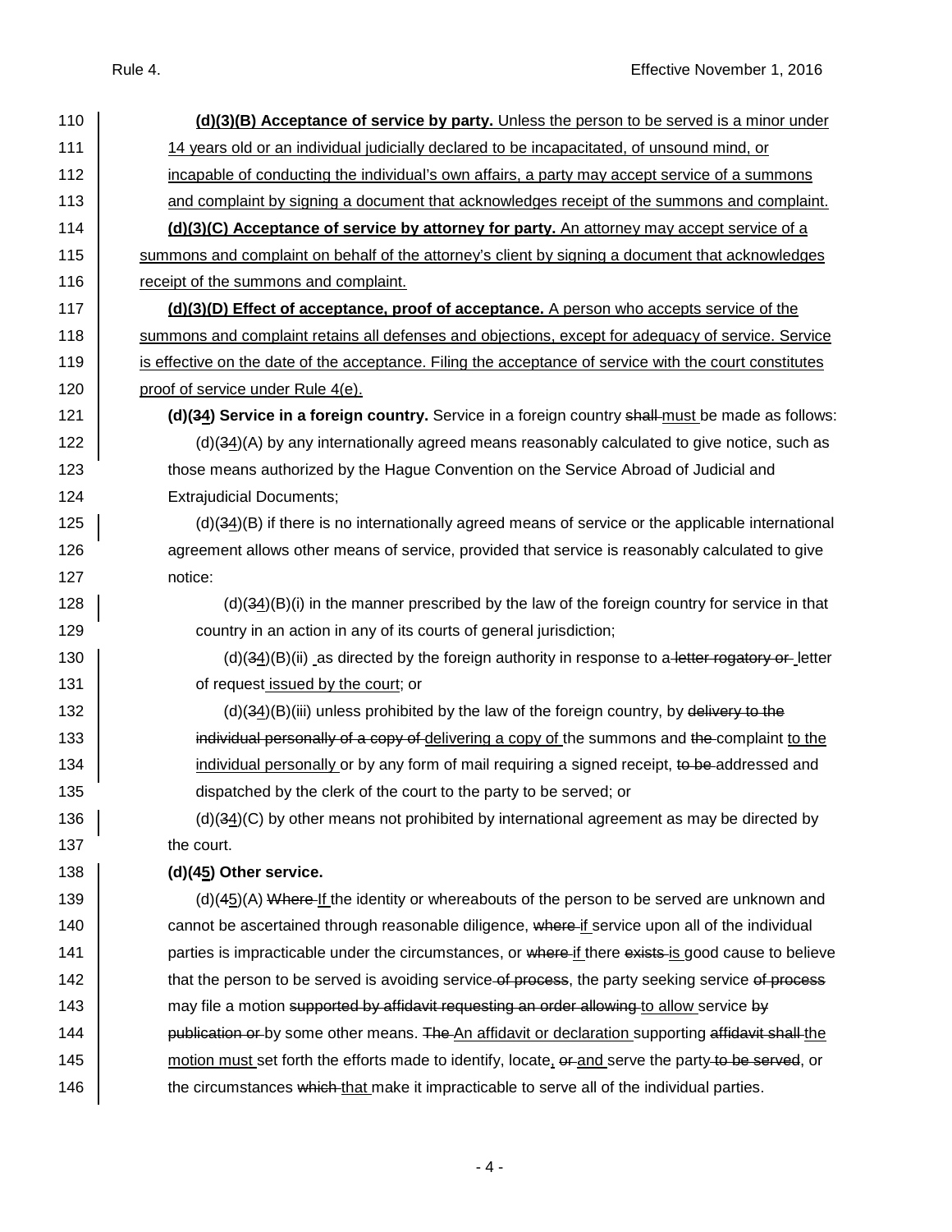**(d)(3)(B) Acceptance of service by party.** Unless the person to be served is a minor under 14 years old or an individual judicially declared to be incapacitated, of unsound mind, or incapable of conducting the individual's own affairs, a party may accept service of a summons and complaint by signing a document that acknowledges receipt of the summons and complaint.

**(d)(3)(C) Acceptance of service by attorney for party.** An attorney may accept service of a summons and complaint on behalf of the attorney's client by signing a document that acknowledges receipt of the summons and complaint.

**(d)(3)(D) Effect of acceptance, proof of acceptance.** A person who accepts service of the summons and complaint retains all defenses and objections, except for adequacy of service. Service is effective on the date of the acceptance. Filing the acceptance of service with the court constitutes proof of service under Rule 4(e).

**(d)(~~3~~4) Service in a foreign country.** Service in a foreign country ~~shall~~ must be made as follows:

(d)(~~3~~4)(A) by any internationally agreed means reasonably calculated to give notice, such as those means authorized by the Hague Convention on the Service Abroad of Judicial and Extrajudicial Documents;

(d)(~~3~~4)(B) if there is no internationally agreed means of service or the applicable international agreement allows other means of service, provided that service is reasonably calculated to give notice:

(d)(~~3~~4)(B)(i) in the manner prescribed by the law of the foreign country for service in that country in an action in any of its courts of general jurisdiction;

(d)(~~3~~4)(B)(ii) as directed by the foreign authority in response to a ~~letter rogatory or~~ letter of request issued by the court; or

(d)(~~3~~4)(B)(iii) unless prohibited by the law of the foreign country, by ~~delivery to the individual personally of a copy of~~ delivering a copy of the summons and ~~the~~ complaint to the individual personally or by any form of mail requiring a signed receipt, ~~to be~~ addressed and dispatched by the clerk of the court to the party to be served; or

(d)(~~3~~4)(C) by other means not prohibited by international agreement as may be directed by the court.

**(d)(~~4~~5) Other service.**

(d)(~~4~~5)(A) ~~Where~~ If the identity or whereabouts of the person to be served are unknown and cannot be ascertained through reasonable diligence, ~~where~~ if service upon all of the individual parties is impracticable under the circumstances, or ~~where~~ if there ~~exists~~ is good cause to believe that the person to be served is avoiding service ~~of process~~, the party seeking service ~~of process~~ may file a motion ~~supported by affidavit requesting an order allowing~~ to allow service ~~by publication or~~ by some other means. ~~The~~ An affidavit or declaration supporting ~~affidavit shall~~ the motion must set forth the efforts made to identify, locate, ~~or~~ and serve the party ~~to be served~~, or the circumstances ~~which~~ that make it impracticable to serve all of the individual parties.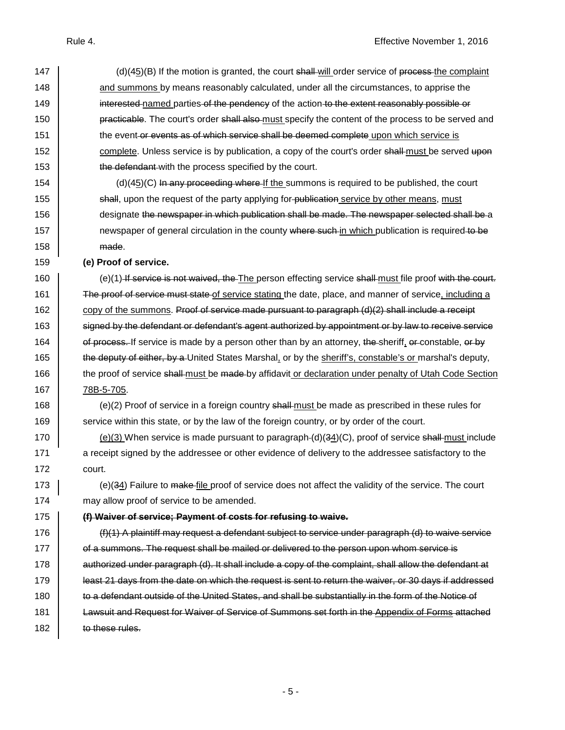(d)(4~~5~~)(B) If the motion is granted, the court ~~shall~~ will order service of ~~process~~ the complaint and summons by means reasonably calculated, under all the circumstances, to apprise the ~~interested~~ named parties ~~of the pendency~~ of the action ~~to the extent reasonably possible or practicable~~. The court's order ~~shall also~~ must specify the content of the process to be served and the event ~~or events as of which service shall be deemed complete~~ upon which service is complete. Unless service is by publication, a copy of the court's order ~~shall~~ must be served ~~upon the defendant~~ with the process specified by the court.

(d)(45)(C) ~~In any proceeding where~~ If the summons is required to be published, the court ~~shall~~, upon the request of the party applying for ~~publication~~ service by other means, must designate ~~the newspaper in which publication shall be made. The newspaper selected shall be~~ a newspaper of general circulation in the county ~~where such~~ in which publication is required ~~to be made~~.

**(e) Proof of service.**

(e)(1) ~~If service is not waived, the~~ The person effecting service ~~shall~~ must file proof ~~with the court. The proof of service must state~~ of service stating the date, place, and manner of service, including a copy of the summons. ~~Proof of service made pursuant to paragraph (d)(2) shall include a receipt signed by the defendant or defendant's agent authorized by appointment or by law to receive service of process.~~ If service is made by a person other than by an attorney, ~~the~~ sheriff, ~~or~~ constable, ~~or by the deputy of either, by a~~ United States Marshal, or by the sheriff's, constable's or marshal's deputy, the proof of service ~~shall~~ must be ~~made~~ by affidavit or declaration under penalty of Utah Code Section 78B-5-705.

(e)(2) Proof of service in a foreign country ~~shall~~ must be made as prescribed in these rules for service within this state, or by the law of the foreign country, or by order of the court.

(e)(3) When service is made pursuant to paragraph (d)(34)(C), proof of service ~~shall~~ must include a receipt signed by the addressee or other evidence of delivery to the addressee satisfactory to the court.

(e)(34) Failure to ~~make~~ file proof of service does not affect the validity of the service. The court may allow proof of service to be amended.

~~**(f) Waiver of service; Payment of costs for refusing to waive.**~~

~~(f)(1) A plaintiff may request a defendant subject to service under paragraph (d) to waive service of a summons. The request shall be mailed or delivered to the person upon whom service is authorized under paragraph (d). It shall include a copy of the complaint, shall allow the defendant at least 21 days from the date on which the request is sent to return the waiver, or 30 days if addressed to a defendant outside of the United States, and shall be substantially in the form of the Notice of Lawsuit and Request for Waiver of Service of Summons set forth in the Appendix of Forms attached to these rules.~~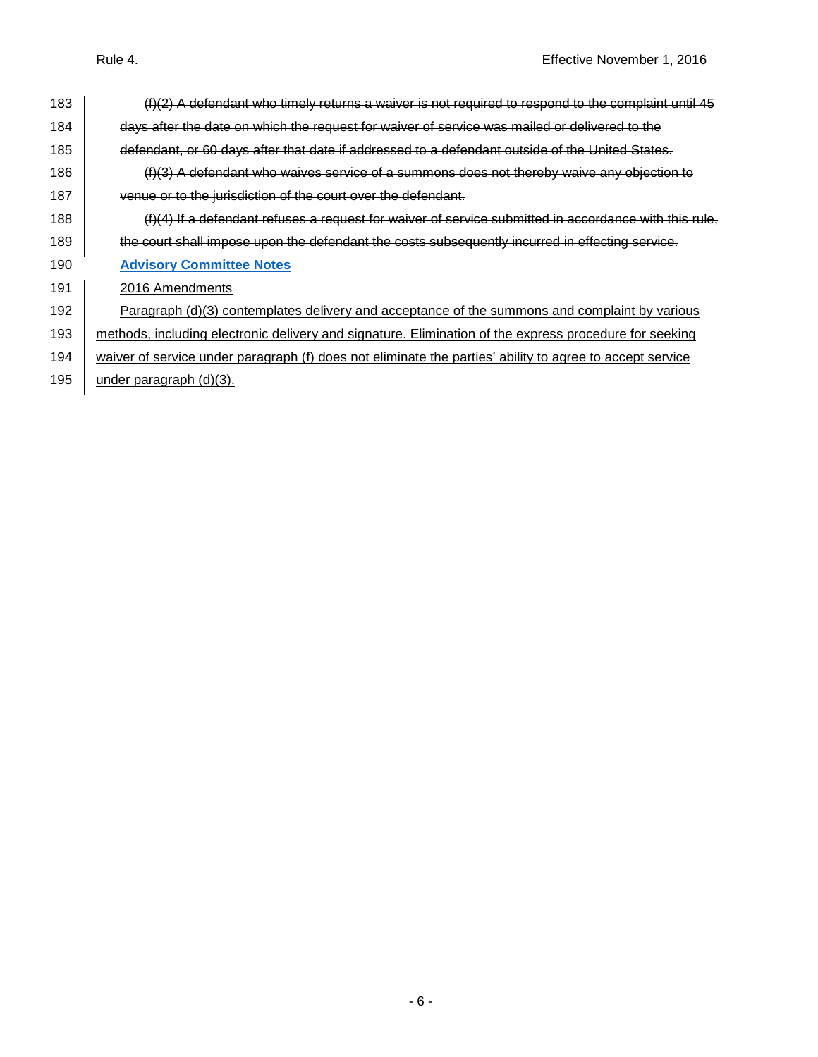~~(f)(2) A defendant who timely returns a waiver is not required to respond to the complaint until 45 days after the date on which the request for waiver of service was mailed or delivered to the defendant, or 60 days after that date if addressed to a defendant outside of the United States.~~

~~(f)(3) A defendant who waives service of a summons does not thereby waive any objection to venue or to the jurisdiction of the court over the defendant.~~

~~(f)(4) If a defendant refuses a request for waiver of service submitted in accordance with this rule, the court shall impose upon the defendant the costs subsequently incurred in effecting service.~~

**Advisory Committee Notes**

2016 Amendments

Paragraph (d)(3) contemplates delivery and acceptance of the summons and complaint by various methods, including electronic delivery and signature. Elimination of the express procedure for seeking waiver of service under paragraph (f) does not eliminate the parties' ability to agree to accept service under paragraph (d)(3).